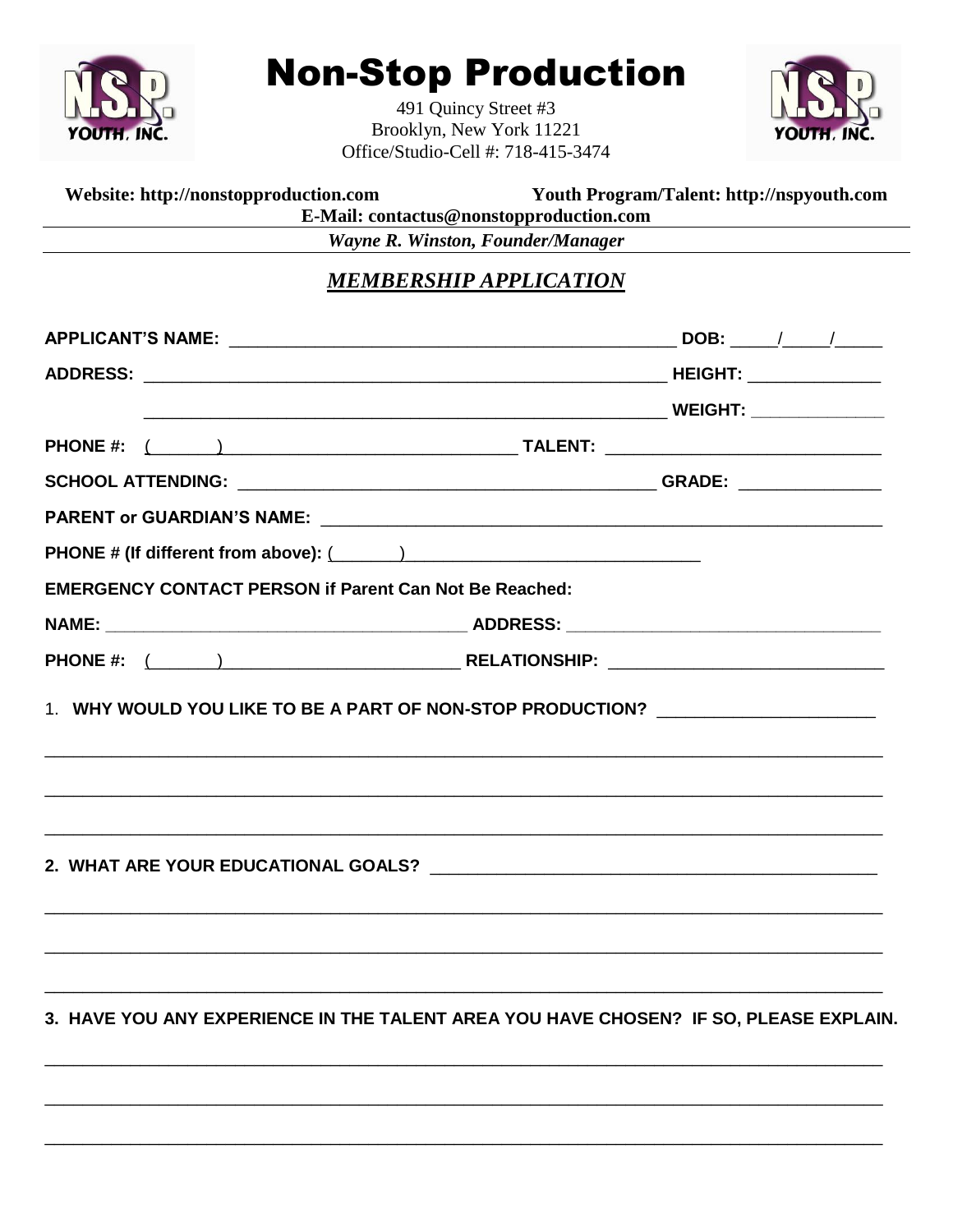# Non-Stop Production

491 Quincy Street #3
Brooklyn, New York 11221
Office/Studio-Cell #: 718-415-3474

**Website: http://nonstopproduction.com** **Youth Program/Talent: http://nspyouth.com**
**E-Mail: contactus@nonstopproduction.com**

***Wayne R. Winston, Founder/Manager***

## ***MEMBERSHIP APPLICATION***

**APPLICANT'S NAME:** ______________________________________________ **DOB:** _____/_____/_____

**ADDRESS:** ______________________________________________________ **HEIGHT:** ______________

______________________________________________________ **WEIGHT:** ______________

**PHONE #:** (______) _______________________________ **TALENT:** ____________________________

**SCHOOL ATTENDING:** ____________________________________________ **GRADE:** ______________

**PARENT or GUARDIAN'S NAME:** ____________________________________________________________

**PHONE # (If different from above):** (______) _______________________________

**EMERGENCY CONTACT PERSON if Parent Can Not Be Reached:**

**NAME:** ______________________________________ **ADDRESS:** __________________________________

**PHONE #:** (______) _________________________ **RELATIONSHIP:** ____________________________

1. **WHY WOULD YOU LIKE TO BE A PART OF NON-STOP PRODUCTION?** ______________________

_____________________________________________________________________________________

_____________________________________________________________________________________

_____________________________________________________________________________________

2. **WHAT ARE YOUR EDUCATIONAL GOALS?** ______________________________________________

_____________________________________________________________________________________

_____________________________________________________________________________________

_____________________________________________________________________________________

3. **HAVE YOU ANY EXPERIENCE IN THE TALENT AREA YOU HAVE CHOSEN? IF SO, PLEASE EXPLAIN.**

_____________________________________________________________________________________

_____________________________________________________________________________________

_____________________________________________________________________________________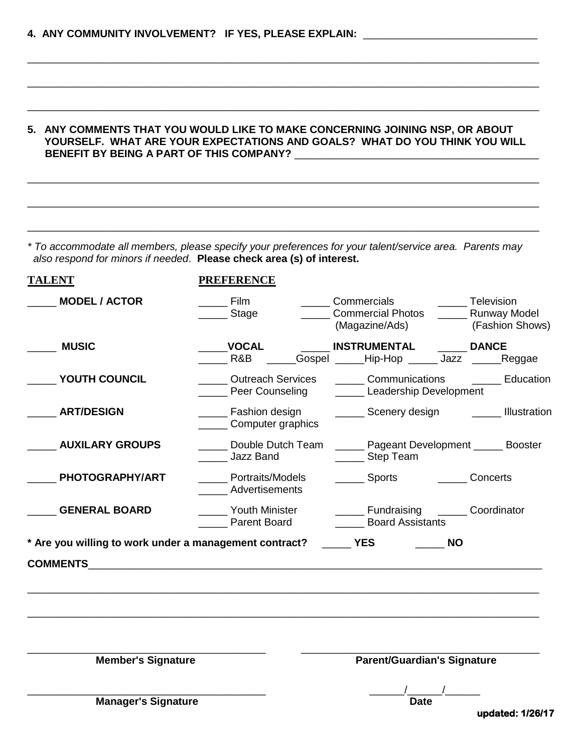**4. ANY COMMUNITY INVOLVEMENT? IF YES, PLEASE EXPLAIN:** ______________________________

_______________________________________________________________________________

_______________________________________________________________________________

_______________________________________________________________________________

**5. ANY COMMENTS THAT YOU WOULD LIKE TO MAKE CONCERNING JOINING NSP, OR ABOUT YOURSELF. WHAT ARE YOUR EXPECTATIONS AND GOALS? WHAT DO YOU THINK YOU WILL BENEFIT BY BEING A PART OF THIS COMPANY?** ________________________________________

_______________________________________________________________________________

_______________________________________________________________________________

_______________________________________________________________________________

*\* To accommodate all members, please specify your preferences for your talent/service area. Parents may also respond for minors if needed*. **Please check area (s) of interest.**

| TALENT | PREFERENCE | | |
|---|---|---|---|
| _____ **MODEL / ACTOR** | _____ Film<br>_____ Stage | _____ Commercials<br>_____ Commercial Photos (Magazine/Ads) | _____ Television<br>_____ Runway Model (Fashion Shows) |
| _____ **MUSIC** | _____**VOCAL**<br>_____ R&B _____Gospel | _____ **INSTRUMENTAL**<br>_____Hip-Hop _____ Jazz | _____ **DANCE**<br>_____Reggae |
| _____ **YOUTH COUNCIL** | _____ Outreach Services<br>_____ Peer Counseling | _____ Communications<br>_____ Leadership Development | _____ Education |
| _____ **ART/DESIGN** | _____ Fashion design<br>_____ Computer graphics | _____ Scenery design | _____ Illustration |
| _____ **AUXILARY GROUPS** | _____ Double Dutch Team<br>_____ Jazz Band | _____ Pageant Development<br>_____ Step Team | _____ Booster |
| _____ **PHOTOGRAPHY/ART** | _____ Portraits/Models<br>_____ Advertisements | _____ Sports | _____ Concerts |
| _____ **GENERAL BOARD** | _____ Youth Minister<br>_____ Parent Board | _____ Fundraising<br>_____ Board Assistants | _____ Coordinator |

**\* Are you willing to work under a management contract?** _____ **YES** _____ **NO**

**COMMENTS**_____________________________________________________________________

_______________________________________________________________________________

_______________________________________________________________________________

________________________________________ ________________________________________
**Member's Signature** **Parent/Guardian's Signature**

________________________________________ ______/______/______
**Manager's Signature** **Date**

**updated: 1/26/17**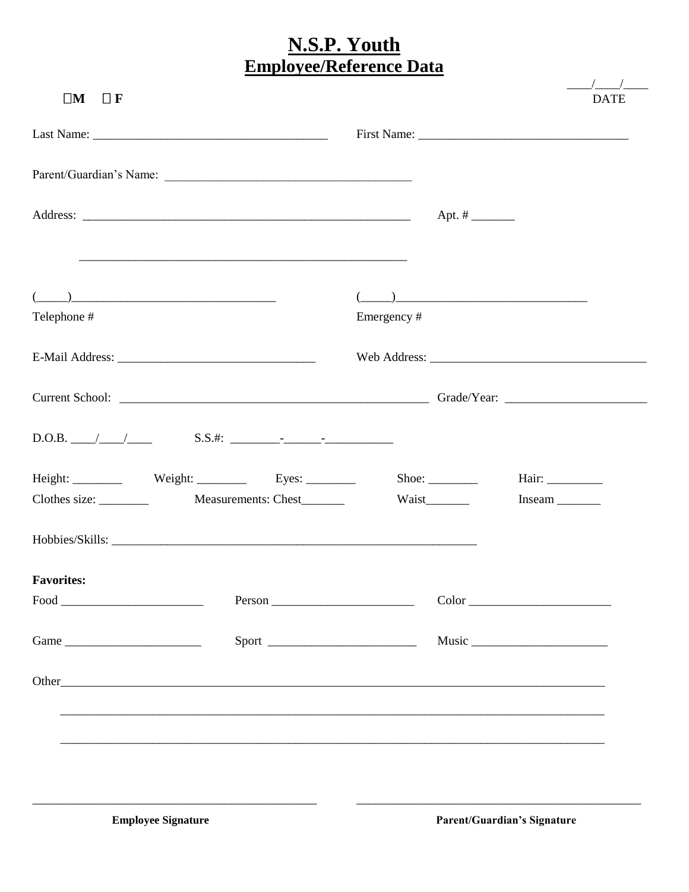# N.S.P. Youth
## Employee/Reference Data

☐M ☐F

____/____/____
DATE

Last Name: _____________________________________ First Name: _________________________________

Parent/Guardian's Name: _______________________________________

Address: ____________________________________________________ Apt. # _______

____________________________________________________

(_____)_________________________________
Telephone #

(_____)______________________________
Emergency #

E-Mail Address: _______________________________ Web Address: ___________________________________

Current School: __________________________________________________ Grade/Year: ______________________

D.O.B. ____/____/____ S.S.#: ________-______-___________

Height: ________ Weight: ________ Eyes: ________ Shoe: ________ Hair: _________

Clothes size: ________ Measurements: Chest_______ Waist_______ Inseam _______

Hobbies/Skills: ____________________________________________________________

**Favorites:**

Food _______________________ Person _______________________ Color _______________________

Game ______________________ Sport ________________________ Music ______________________

Other_______________________________________________________________________________________

_______________________________________________________________________________________

_______________________________________________________________________________________

______________________________________________
**Employee Signature**

______________________________________________
**Parent/Guardian's Signature**